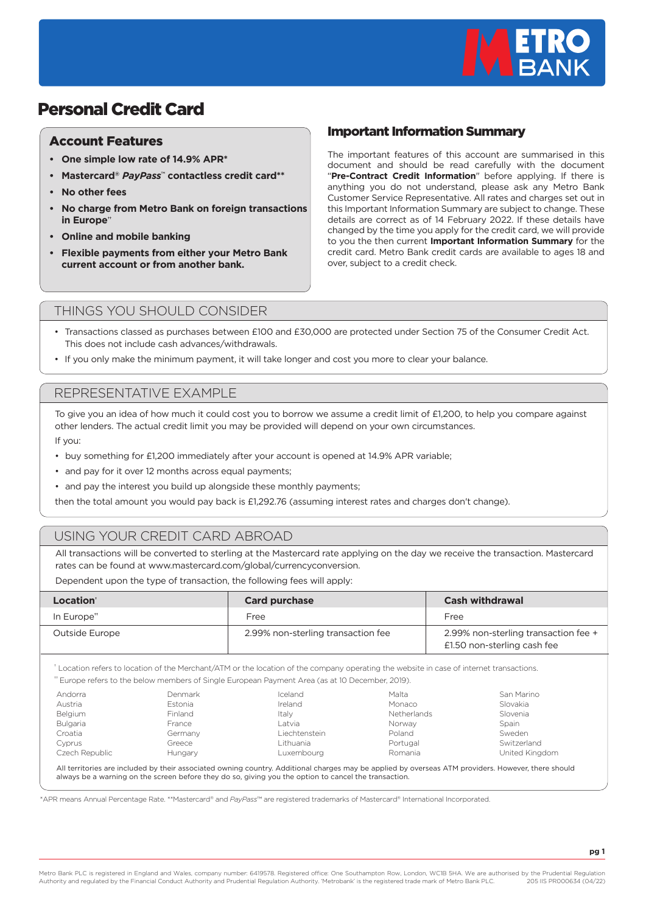# Personal Credit Card

## Account Features

- **One simple low rate of 14.9% APR***
- **Mastercard® *PayPass*™ contactless credit card****
- **No other fees**
- **No charge from Metro Bank on foreign transactions in Europe**††
- **Online and mobile banking**
- **Flexible payments from either your Metro Bank current account or from another bank.**

## Important Information Summary

The important features of this account are summarised in this document and should be read carefully with the document "**Pre-Contract Credit Information**" before applying. If there is anything you do not understand, please ask any Metro Bank Customer Service Representative. All rates and charges set out in this Important Information Summary are subject to change. These details are correct as of 14 February 2022. If these details have changed by the time you apply for the credit card, we will provide to you the then current **Important Information Summary** for the credit card. Metro Bank credit cards are available to ages 18 and over, subject to a credit check.

## THINGS YOU SHOULD CONSIDER

- Transactions classed as purchases between £100 and £30,000 are protected under Section 75 of the Consumer Credit Act. This does not include cash advances/withdrawals.
- If you only make the minimum payment, it will take longer and cost you more to clear your balance.

## REPRESENTATIVE EXAMPLE

To give you an idea of how much it could cost you to borrow we assume a credit limit of £1,200, to help you compare against other lenders. The actual credit limit you may be provided will depend on your own circumstances.

If you:

- buy something for £1,200 immediately after your account is opened at 14.9% APR variable;
- and pay for it over 12 months across equal payments;
- and pay the interest you build up alongside these monthly payments;

then the total amount you would pay back is £1,292.76 (assuming interest rates and charges don't change).

## USING YOUR CREDIT CARD ABROAD

All transactions will be converted to sterling at the Mastercard rate applying on the day we receive the transaction. Mastercard rates can be found at www.mastercard.com/global/currencyconversion.

Dependent upon the type of transaction, the following fees will apply:

| Location† | Card purchase | Cash withdrawal |
|---|---|---|
| In Europe†† | Free | Free |
| Outside Europe | 2.99% non-sterling transaction fee | 2.99% non-sterling transaction fee + £1.50 non-sterling cash fee |

† Location refers to location of the Merchant/ATM or the location of the company operating the website in case of internet transactions.

†† Europe refers to the below members of Single European Payment Area (as at 10 December, 2019).

| | | | | |
|---|---|---|---|---|
| Andorra | Denmark | Iceland | Malta | San Marino |
| Austria | Estonia | Ireland | Monaco | Slovakia |
| Belgium | Finland | Italy | Netherlands | Slovenia |
| Bulgaria | France | Latvia | Norway | Spain |
| Croatia | Germany | Liechtenstein | Poland | Sweden |
| Cyprus | Greece | Lithuania | Portugal | Switzerland |
| Czech Republic | Hungary | Luxembourg | Romania | United Kingdom |

All territories are included by their associated owning country. Additional charges may be applied by overseas ATM providers. However, there should always be a warning on the screen before they do so, giving you the option to cancel the transaction.

*APR means Annual Percentage Rate. **Mastercard® and *PayPass*™ are registered trademarks of Mastercard® International Incorporated.

Metro Bank PLC is registered in England and Wales, company number: 6419578. Registered office: One Southampton Row, London, WC1B 5HA. We are authorised by the Prudential Regulation Authority and regulated by the Financial Conduct Authority and Prudential Regulation Authority. 'Metrobank' is the registered trade mark of Metro Bank PLC. 205 IIS PR000634 (04/22)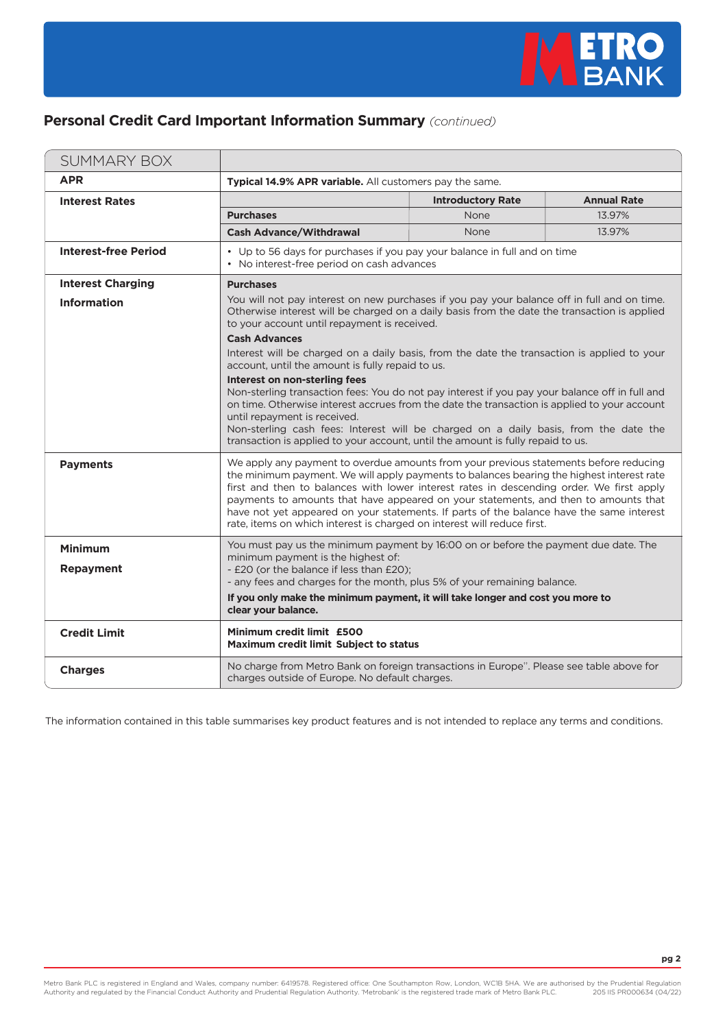## Personal Credit Card Important Information Summary *(continued)*

| SUMMARY BOX | | | |
|---|---|---|---|
| **APR** | **Typical 14.9% APR variable.** All customers pay the same. | | |
| **Interest Rates** | | **Introductory Rate** | **Annual Rate** |
| | **Purchases** | None | 13.97% |
| | **Cash Advance/Withdrawal** | None | 13.97% |
| **Interest-free Period** | • Up to 56 days for purchases if you pay your balance in full and on time<br>• No interest-free period on cash advances | | |
| **Interest Charging Information** | **Purchases**<br>You will not pay interest on new purchases if you pay your balance off in full and on time. Otherwise interest will be charged on a daily basis from the date the transaction is applied to your account until repayment is received.<br>**Cash Advances**<br>Interest will be charged on a daily basis, from the date the transaction is applied to your account, until the amount is fully repaid to us.<br>**Interest on non-sterling fees**<br>Non-sterling transaction fees: You do not pay interest if you pay your balance off in full and on time. Otherwise interest accrues from the date the transaction is applied to your account until repayment is received.<br>Non-sterling cash fees: Interest will be charged on a daily basis, from the date the transaction is applied to your account, until the amount is fully repaid to us. | | |
| **Payments** | We apply any payment to overdue amounts from your previous statements before reducing the minimum payment. We will apply payments to balances bearing the highest interest rate first and then to balances with lower interest rates in descending order. We first apply payments to amounts that have appeared on your statements, and then to amounts that have not yet appeared on your statements. If parts of the balance have the same interest rate, items on which interest is charged on interest will reduce first. | | |
| **Minimum Repayment** | You must pay us the minimum payment by 16:00 on or before the payment due date. The minimum payment is the highest of:<br>- £20 (or the balance if less than £20);<br>- any fees and charges for the month, plus 5% of your remaining balance.<br>**If you only make the minimum payment, it will take longer and cost you more to clear your balance.** | | |
| **Credit Limit** | **Minimum credit limit £500**<br>**Maximum credit limit Subject to status** | | |
| **Charges** | No charge from Metro Bank on foreign transactions in Europe''. Please see table above for charges outside of Europe. No default charges. | | |

The information contained in this table summarises key product features and is not intended to replace any terms and conditions.

Metro Bank PLC is registered in England and Wales, company number: 6419578. Registered office: One Southampton Row, London, WC1B 5HA. We are authorised by the Prudential Regulation Authority and regulated by the Financial Conduct Authority and Prudential Regulation Authority. 'Metrobank' is the registered trade mark of Metro Bank PLC. 205 IIS PR000634 (04/22)